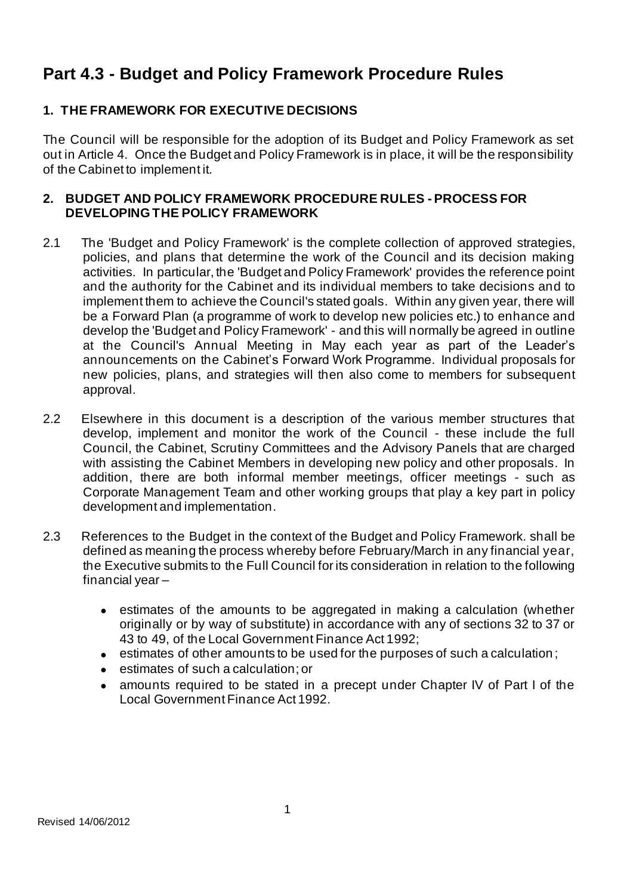# Part 4.3 - Budget and Policy Framework Procedure Rules

## 1. THE FRAMEWORK FOR EXECUTIVE DECISIONS

The Council will be responsible for the adoption of its Budget and Policy Framework as set out in Article 4. Once the Budget and Policy Framework is in place, it will be the responsibility of the Cabinet to implement it.

## 2. BUDGET AND POLICY FRAMEWORK PROCEDURE RULES - PROCESS FOR DEVELOPING THE POLICY FRAMEWORK

2.1 The 'Budget and Policy Framework' is the complete collection of approved strategies, policies, and plans that determine the work of the Council and its decision making activities. In particular, the 'Budget and Policy Framework' provides the reference point and the authority for the Cabinet and its individual members to take decisions and to implement them to achieve the Council's stated goals. Within any given year, there will be a Forward Plan (a programme of work to develop new policies etc.) to enhance and develop the 'Budget and Policy Framework' - and this will normally be agreed in outline at the Council's Annual Meeting in May each year as part of the Leader's announcements on the Cabinet's Forward Work Programme. Individual proposals for new policies, plans, and strategies will then also come to members for subsequent approval.

2.2 Elsewhere in this document is a description of the various member structures that develop, implement and monitor the work of the Council - these include the full Council, the Cabinet, Scrutiny Committees and the Advisory Panels that are charged with assisting the Cabinet Members in developing new policy and other proposals. In addition, there are both informal member meetings, officer meetings - such as Corporate Management Team and other working groups that play a key part in policy development and implementation.

2.3 References to the Budget in the context of the Budget and Policy Framework. shall be defined as meaning the process whereby before February/March in any financial year, the Executive submits to the Full Council for its consideration in relation to the following financial year –

- estimates of the amounts to be aggregated in making a calculation (whether originally or by way of substitute) in accordance with any of sections 32 to 37 or 43 to 49, of the Local Government Finance Act 1992;
- estimates of other amounts to be used for the purposes of such a calculation;
- estimates of such a calculation; or
- amounts required to be stated in a precept under Chapter IV of Part I of the Local Government Finance Act 1992.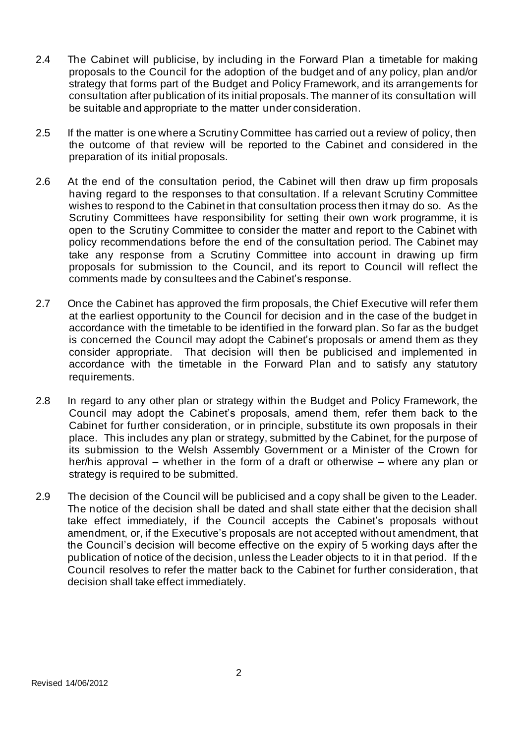2.4 The Cabinet will publicise, by including in the Forward Plan a timetable for making proposals to the Council for the adoption of the budget and of any policy, plan and/or strategy that forms part of the Budget and Policy Framework, and its arrangements for consultation after publication of its initial proposals. The manner of its consultation will be suitable and appropriate to the matter under consideration.

2.5 If the matter is one where a Scrutiny Committee has carried out a review of policy, then the outcome of that review will be reported to the Cabinet and considered in the preparation of its initial proposals.

2.6 At the end of the consultation period, the Cabinet will then draw up firm proposals having regard to the responses to that consultation. If a relevant Scrutiny Committee wishes to respond to the Cabinet in that consultation process then it may do so. As the Scrutiny Committees have responsibility for setting their own work programme, it is open to the Scrutiny Committee to consider the matter and report to the Cabinet with policy recommendations before the end of the consultation period. The Cabinet may take any response from a Scrutiny Committee into account in drawing up firm proposals for submission to the Council, and its report to Council will reflect the comments made by consultees and the Cabinet's response.

2.7 Once the Cabinet has approved the firm proposals, the Chief Executive will refer them at the earliest opportunity to the Council for decision and in the case of the budget in accordance with the timetable to be identified in the forward plan. So far as the budget is concerned the Council may adopt the Cabinet's proposals or amend them as they consider appropriate. That decision will then be publicised and implemented in accordance with the timetable in the Forward Plan and to satisfy any statutory requirements.

2.8 In regard to any other plan or strategy within the Budget and Policy Framework, the Council may adopt the Cabinet's proposals, amend them, refer them back to the Cabinet for further consideration, or in principle, substitute its own proposals in their place. This includes any plan or strategy, submitted by the Cabinet, for the purpose of its submission to the Welsh Assembly Government or a Minister of the Crown for her/his approval – whether in the form of a draft or otherwise – where any plan or strategy is required to be submitted.

2.9 The decision of the Council will be publicised and a copy shall be given to the Leader. The notice of the decision shall be dated and shall state either that the decision shall take effect immediately, if the Council accepts the Cabinet's proposals without amendment, or, if the Executive's proposals are not accepted without amendment, that the Council's decision will become effective on the expiry of 5 working days after the publication of notice of the decision, unless the Leader objects to it in that period. If the Council resolves to refer the matter back to the Cabinet for further consideration, that decision shall take effect immediately.

Revised 14/06/2012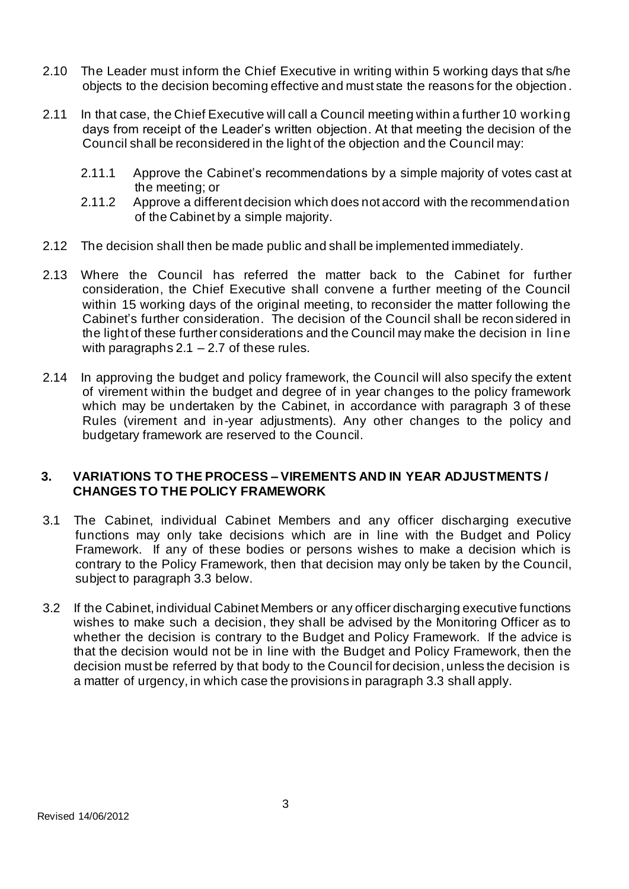2.10 The Leader must inform the Chief Executive in writing within 5 working days that s/he objects to the decision becoming effective and must state the reasons for the objection.

2.11 In that case, the Chief Executive will call a Council meeting within a further 10 working days from receipt of the Leader's written objection. At that meeting the decision of the Council shall be reconsidered in the light of the objection and the Council may:

- 2.11.1 Approve the Cabinet's recommendations by a simple majority of votes cast at the meeting; or
- 2.11.2 Approve a different decision which does not accord with the recommendation of the Cabinet by a simple majority.

2.12 The decision shall then be made public and shall be implemented immediately.

2.13 Where the Council has referred the matter back to the Cabinet for further consideration, the Chief Executive shall convene a further meeting of the Council within 15 working days of the original meeting, to reconsider the matter following the Cabinet's further consideration. The decision of the Council shall be reconsidered in the light of these further considerations and the Council may make the decision in line with paragraphs 2.1 – 2.7 of these rules.

2.14 In approving the budget and policy framework, the Council will also specify the extent of virement within the budget and degree of in year changes to the policy framework which may be undertaken by the Cabinet, in accordance with paragraph 3 of these Rules (virement and in-year adjustments). Any other changes to the policy and budgetary framework are reserved to the Council.

## 3. VARIATIONS TO THE PROCESS – VIREMENTS AND IN YEAR ADJUSTMENTS / CHANGES TO THE POLICY FRAMEWORK

3.1 The Cabinet, individual Cabinet Members and any officer discharging executive functions may only take decisions which are in line with the Budget and Policy Framework. If any of these bodies or persons wishes to make a decision which is contrary to the Policy Framework, then that decision may only be taken by the Council, subject to paragraph 3.3 below.

3.2 If the Cabinet, individual Cabinet Members or any officer discharging executive functions wishes to make such a decision, they shall be advised by the Monitoring Officer as to whether the decision is contrary to the Budget and Policy Framework. If the advice is that the decision would not be in line with the Budget and Policy Framework, then the decision must be referred by that body to the Council for decision, unless the decision is a matter of urgency, in which case the provisions in paragraph 3.3 shall apply.

Revised 14/06/2012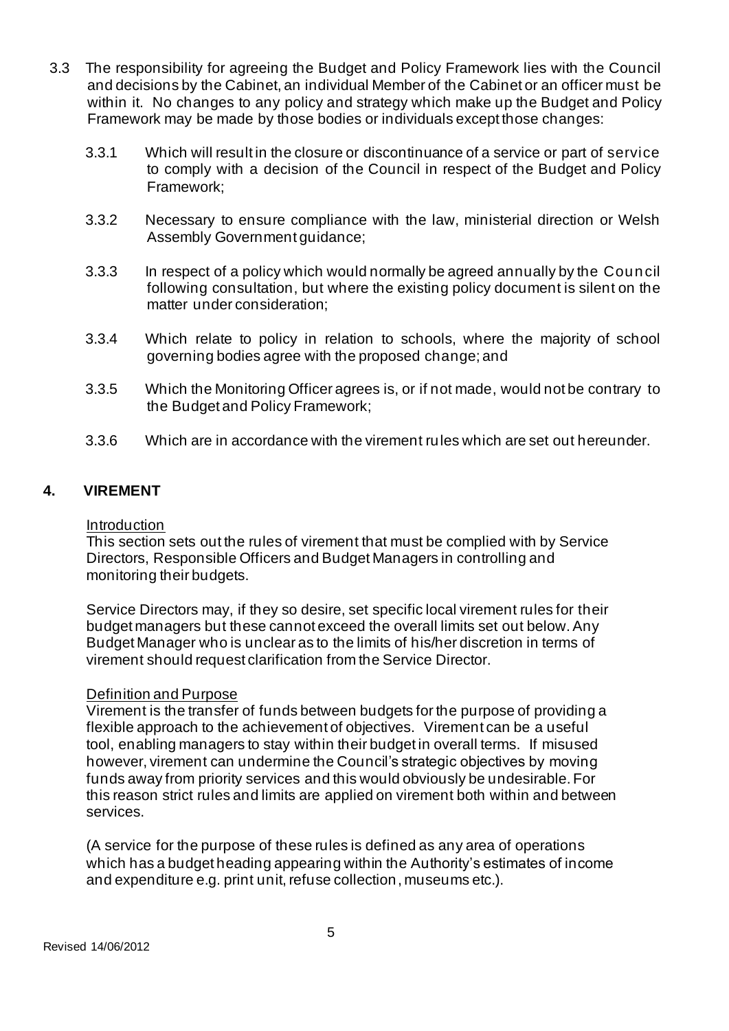3.3 The responsibility for agreeing the Budget and Policy Framework lies with the Council and decisions by the Cabinet, an individual Member of the Cabinet or an officer must be within it. No changes to any policy and strategy which make up the Budget and Policy Framework may be made by those bodies or individuals except those changes:

3.3.1 Which will result in the closure or discontinuance of a service or part of service to comply with a decision of the Council in respect of the Budget and Policy Framework;

3.3.2 Necessary to ensure compliance with the law, ministerial direction or Welsh Assembly Government guidance;

3.3.3 In respect of a policy which would normally be agreed annually by the Council following consultation, but where the existing policy document is silent on the matter under consideration;

3.3.4 Which relate to policy in relation to schools, where the majority of school governing bodies agree with the proposed change; and

3.3.5 Which the Monitoring Officer agrees is, or if not made, would not be contrary to the Budget and Policy Framework;

3.3.6 Which are in accordance with the virement rules which are set out hereunder.

## 4. VIREMENT

Introduction

This section sets out the rules of virement that must be complied with by Service Directors, Responsible Officers and Budget Managers in controlling and monitoring their budgets.

Service Directors may, if they so desire, set specific local virement rules for their budget managers but these cannot exceed the overall limits set out below. Any Budget Manager who is unclear as to the limits of his/her discretion in terms of virement should request clarification from the Service Director.

Definition and Purpose

Virement is the transfer of funds between budgets for the purpose of providing a flexible approach to the achievement of objectives. Virement can be a useful tool, enabling managers to stay within their budget in overall terms. If misused however, virement can undermine the Council's strategic objectives by moving funds away from priority services and this would obviously be undesirable. For this reason strict rules and limits are applied on virement both within and between services.

(A service for the purpose of these rules is defined as any area of operations which has a budget heading appearing within the Authority's estimates of income and expenditure e.g. print unit, refuse collection, museums etc.).

Revised 14/06/2012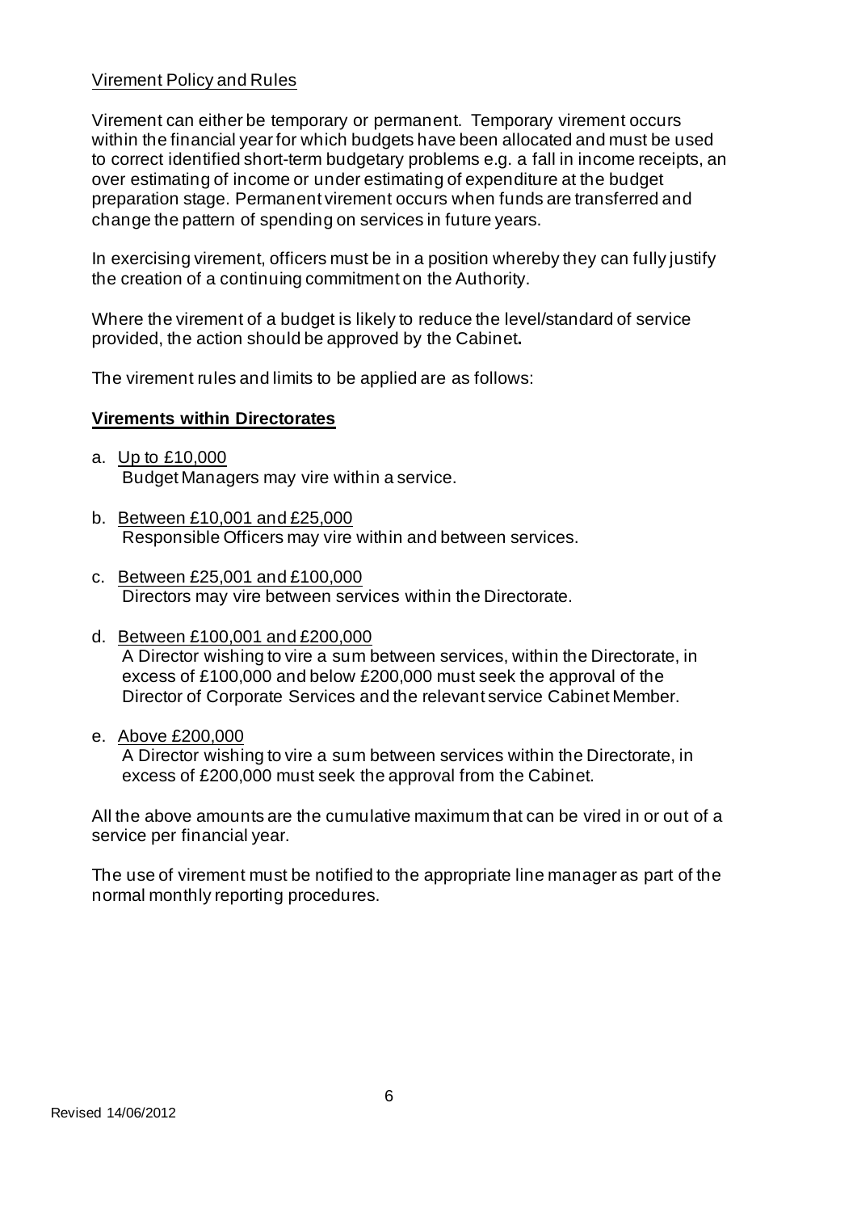## Virement Policy and Rules

Virement can either be temporary or permanent. Temporary virement occurs within the financial year for which budgets have been allocated and must be used to correct identified short-term budgetary problems e.g. a fall in income receipts, an over estimating of income or under estimating of expenditure at the budget preparation stage. Permanent virement occurs when funds are transferred and change the pattern of spending on services in future years.

In exercising virement, officers must be in a position whereby they can fully justify the creation of a continuing commitment on the Authority.

Where the virement of a budget is likely to reduce the level/standard of service provided, the action should be approved by the Cabinet**.**

The virement rules and limits to be applied are as follows:

### Virements within Directorates

a. Up to £10,000
   Budget Managers may vire within a service.

b. Between £10,001 and £25,000
   Responsible Officers may vire within and between services.

c. Between £25,001 and £100,000
   Directors may vire between services within the Directorate.

d. Between £100,001 and £200,000
   A Director wishing to vire a sum between services, within the Directorate, in excess of £100,000 and below £200,000 must seek the approval of the Director of Corporate Services and the relevant service Cabinet Member.

e. Above £200,000
   A Director wishing to vire a sum between services within the Directorate, in excess of £200,000 must seek the approval from the Cabinet.

All the above amounts are the cumulative maximum that can be vired in or out of a service per financial year.

The use of virement must be notified to the appropriate line manager as part of the normal monthly reporting procedures.

Revised 14/06/2012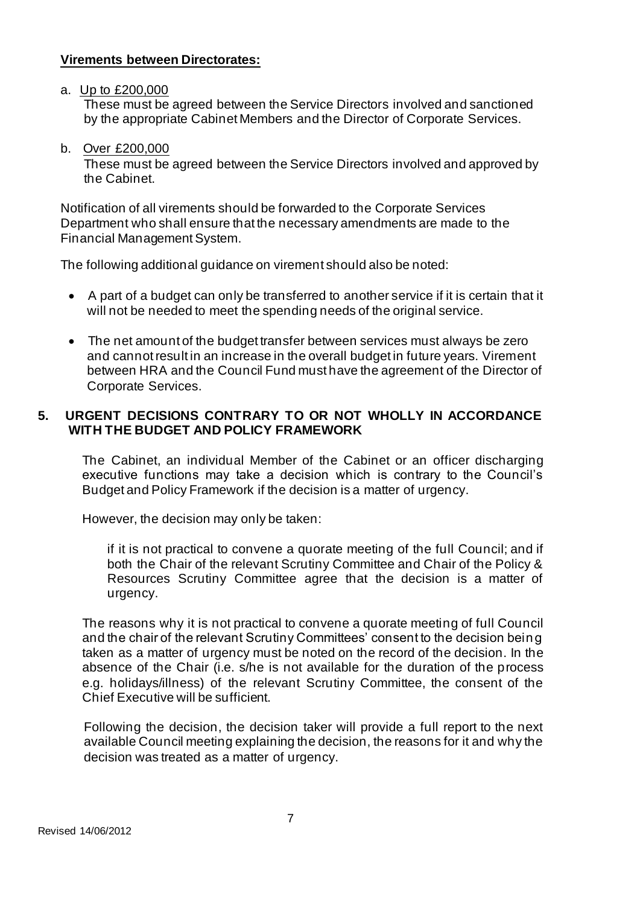**Virements between Directorates:**

a. Up to £200,000

These must be agreed between the Service Directors involved and sanctioned by the appropriate Cabinet Members and the Director of Corporate Services.

b. Over £200,000

These must be agreed between the Service Directors involved and approved by the Cabinet.

Notification of all virements should be forwarded to the Corporate Services Department who shall ensure that the necessary amendments are made to the Financial Management System.

The following additional guidance on virement should also be noted:

- A part of a budget can only be transferred to another service if it is certain that it will not be needed to meet the spending needs of the original service.
- The net amount of the budget transfer between services must always be zero and cannot result in an increase in the overall budget in future years. Virement between HRA and the Council Fund must have the agreement of the Director of Corporate Services.

## 5. URGENT DECISIONS CONTRARY TO OR NOT WHOLLY IN ACCORDANCE WITH THE BUDGET AND POLICY FRAMEWORK

The Cabinet, an individual Member of the Cabinet or an officer discharging executive functions may take a decision which is contrary to the Council's Budget and Policy Framework if the decision is a matter of urgency.

However, the decision may only be taken:

> if it is not practical to convene a quorate meeting of the full Council; and if both the Chair of the relevant Scrutiny Committee and Chair of the Policy & Resources Scrutiny Committee agree that the decision is a matter of urgency.

The reasons why it is not practical to convene a quorate meeting of full Council and the chair of the relevant Scrutiny Committees' consent to the decision being taken as a matter of urgency must be noted on the record of the decision. In the absence of the Chair (i.e. s/he is not available for the duration of the process e.g. holidays/illness) of the relevant Scrutiny Committee, the consent of the Chief Executive will be sufficient.

Following the decision, the decision taker will provide a full report to the next available Council meeting explaining the decision, the reasons for it and why the decision was treated as a matter of urgency.

Revised 14/06/2012